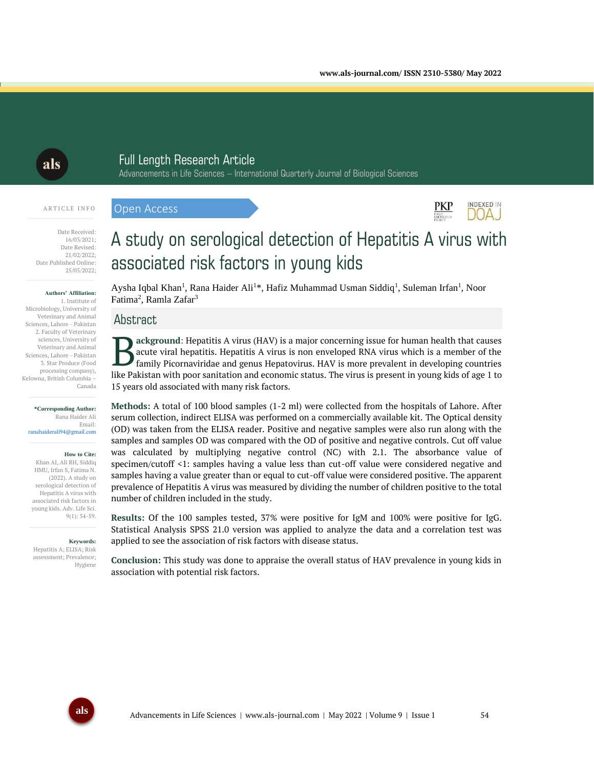Full Length Research Article

Advancements in Life Sciences – International Quarterly Journal of Biological Sciences

ARTICLE INFO

Date Received: 16/03/2021;
Date Revised: 21/02/2022;
Date Published Online: 25/05/2022;

**Authors' Affiliation:**
1. Institute of Microbiology, University of Veterinary and Animal Sciences, Lahore - Pakistan
2. Faculty of Veterinary sciences, University of Veterinary and Animal Sciences, Lahore - Pakistan
3. Star Produce (Food processing company), Kelowna, British Columbia – Canada

**\*Corresponding Author:**
Rana Haider Ali
Email: ranahaiderali94@gmail.com

**How to Cite:**
Khan AI, Ali RH, Siddiq HMU, Irfan S, Fatima N. (2022). A study on serological detection of Hepatitis A virus with associated risk factors in young kids. Adv. Life Sci. 9(1): 54-59.

**Keywords:**
Hepatitis A; ELISA; Risk assessment; Prevalence; Hygiene

Open Access

# A study on serological detection of Hepatitis A virus with associated risk factors in young kids

Aysha Iqbal Khan[1], Rana Haider Ali[1]*, Hafiz Muhammad Usman Siddiq[1], Suleman Irfan[1], Noor Fatima[2], Ramla Zafar[3]

## Abstract

**Background**: Hepatitis A virus (HAV) is a major concerning issue for human health that causes acute viral hepatitis. Hepatitis A virus is non enveloped RNA virus which is a member of the family Picornaviridae and genus Hepatovirus. HAV is more prevalent in developing countries like Pakistan with poor sanitation and economic status. The virus is present in young kids of age 1 to 15 years old associated with many risk factors.

**Methods:** A total of 100 blood samples (1-2 ml) were collected from the hospitals of Lahore. After serum collection, indirect ELISA was performed on a commercially available kit. The Optical density (OD) was taken from the ELISA reader. Positive and negative samples were also run along with the samples and samples OD was compared with the OD of positive and negative controls. Cut off value was calculated by multiplying negative control (NC) with 2.1. The absorbance value of specimen/cutoff <1: samples having a value less than cut-off value were considered negative and samples having a value greater than or equal to cut-off value were considered positive. The apparent prevalence of Hepatitis A virus was measured by dividing the number of children positive to the total number of children included in the study.

**Results:** Of the 100 samples tested, 37% were positive for IgM and 100% were positive for IgG. Statistical Analysis SPSS 21.0 version was applied to analyze the data and a correlation test was applied to see the association of risk factors with disease status.

**Conclusion:** This study was done to appraise the overall status of HAV prevalence in young kids in association with potential risk factors.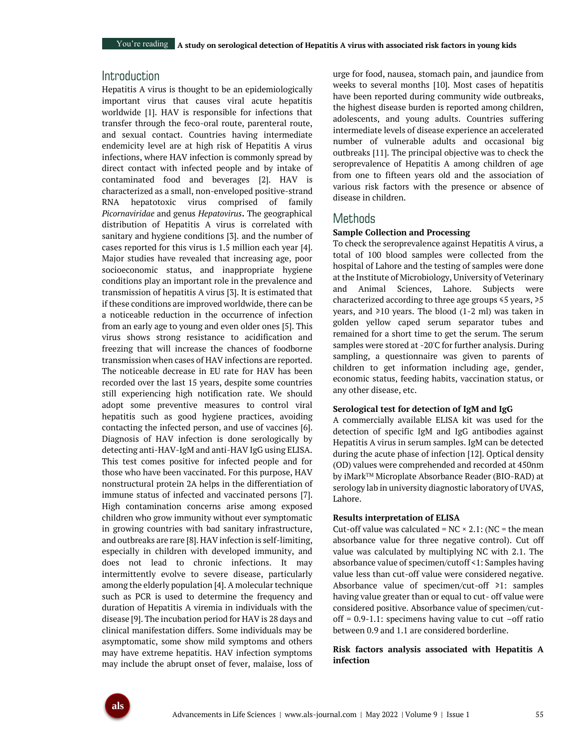## Introduction

Hepatitis A virus is thought to be an epidemiologically important virus that causes viral acute hepatitis worldwide [1]. HAV is responsible for infections that transfer through the feco-oral route, parenteral route, and sexual contact. Countries having intermediate endemicity level are at high risk of Hepatitis A virus infections, where HAV infection is commonly spread by direct contact with infected people and by intake of contaminated food and beverages [2]. HAV is characterized as a small, non-enveloped positive-strand RNA hepatotoxic virus comprised of family *Picornaviridae* and genus *Hepatovirus*. The geographical distribution of Hepatitis A virus is correlated with sanitary and hygiene conditions [3]. and the number of cases reported for this virus is 1.5 million each year [4]. Major studies have revealed that increasing age, poor socioeconomic status, and inappropriate hygiene conditions play an important role in the prevalence and transmission of hepatitis A virus [3]. It is estimated that if these conditions are improved worldwide, there can be a noticeable reduction in the occurrence of infection from an early age to young and even older ones [5]. This virus shows strong resistance to acidification and freezing that will increase the chances of foodborne transmission when cases of HAV infections are reported. The noticeable decrease in EU rate for HAV has been recorded over the last 15 years, despite some countries still experiencing high notification rate. We should adopt some preventive measures to control viral hepatitis such as good hygiene practices, avoiding contacting the infected person, and use of vaccines [6]. Diagnosis of HAV infection is done serologically by detecting anti-HAV-IgM and anti-HAV IgG using ELISA. This test comes positive for infected people and for those who have been vaccinated. For this purpose, HAV nonstructural protein 2A helps in the differentiation of immune status of infected and vaccinated persons [7]. High contamination concerns arise among exposed children who grow immunity without ever symptomatic in growing countries with bad sanitary infrastructure, and outbreaks are rare [8]. HAV infection is self-limiting, especially in children with developed immunity, and does not lead to chronic infections. It may intermittently evolve to severe disease, particularly among the elderly population [4]. A molecular technique such as PCR is used to determine the frequency and duration of Hepatitis A viremia in individuals with the disease [9]. The incubation period for HAV is 28 days and clinical manifestation differs. Some individuals may be asymptomatic, some show mild symptoms and others may have extreme hepatitis. HAV infection symptoms may include the abrupt onset of fever, malaise, loss of urge for food, nausea, stomach pain, and jaundice from weeks to several months [10]. Most cases of hepatitis have been reported during community wide outbreaks, the highest disease burden is reported among children, adolescents, and young adults. Countries suffering intermediate levels of disease experience an accelerated number of vulnerable adults and occasional big outbreaks [11]. The principal objective was to check the seroprevalence of Hepatitis A among children of age from one to fifteen years old and the association of various risk factors with the presence or absence of disease in children.

## Methods

### Sample Collection and Processing

To check the seroprevalence against Hepatitis A virus, a total of 100 blood samples were collected from the hospital of Lahore and the testing of samples were done at the Institute of Microbiology, University of Veterinary and Animal Sciences, Lahore. Subjects were characterized according to three age groups ≤5 years, ≥5 years, and ≥10 years. The blood (1-2 ml) was taken in golden yellow caped serum separator tubes and remained for a short time to get the serum. The serum samples were stored at -20°C for further analysis. During sampling, a questionnaire was given to parents of children to get information including age, gender, economic status, feeding habits, vaccination status, or any other disease, etc.

### Serological test for detection of IgM and IgG

A commercially available ELISA kit was used for the detection of specific IgM and IgG antibodies against Hepatitis A virus in serum samples. IgM can be detected during the acute phase of infection [12]. Optical density (OD) values were comprehended and recorded at 450nm by iMark™ Microplate Absorbance Reader (BIO-RAD) at serology lab in university diagnostic laboratory of UVAS, Lahore.

### Results interpretation of ELISA

Cut-off value was calculated = NC × 2.1: (NC = the mean absorbance value for three negative control). Cut off value was calculated by multiplying NC with 2.1. The absorbance value of specimen/cutoff <1: Samples having value less than cut-off value were considered negative. Absorbance value of specimen/cut-off ≥1: samples having value greater than or equal to cut- off value were considered positive. Absorbance value of specimen/cut-off = 0.9-1.1: specimens having value to cut –off ratio between 0.9 and 1.1 are considered borderline.

### Risk factors analysis associated with Hepatitis A infection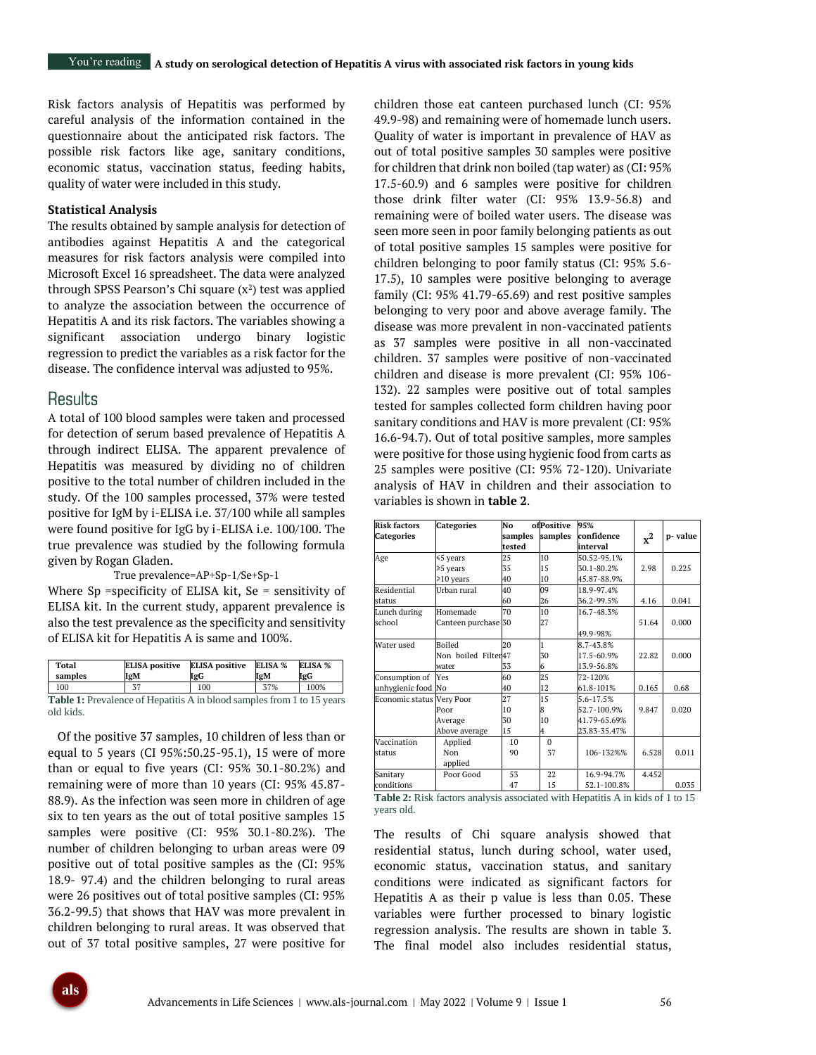Risk factors analysis of Hepatitis was performed by careful analysis of the information contained in the questionnaire about the anticipated risk factors. The possible risk factors like age, sanitary conditions, economic status, vaccination status, feeding habits, quality of water were included in this study.

**Statistical Analysis**

The results obtained by sample analysis for detection of antibodies against Hepatitis A and the categorical measures for risk factors analysis were compiled into Microsoft Excel 16 spreadsheet. The data were analyzed through SPSS Pearson's Chi square ($x^2$) test was applied to analyze the association between the occurrence of Hepatitis A and its risk factors. The variables showing a significant association undergo binary logistic regression to predict the variables as a risk factor for the disease. The confidence interval was adjusted to 95%.

## Results

A total of 100 blood samples were taken and processed for detection of serum based prevalence of Hepatitis A through indirect ELISA. The apparent prevalence of Hepatitis was measured by dividing no of children positive to the total number of children included in the study. Of the 100 samples processed, 37% were tested positive for IgM by i-ELISA i.e. 37/100 while all samples were found positive for IgG by i-ELISA i.e. 100/100. The true prevalence was studied by the following formula given by Rogan Gladen.

True prevalence=AP+Sp-1/Se+Sp-1

Where Sp =specificity of ELISA kit, Se = sensitivity of ELISA kit. In the current study, apparent prevalence is also the test prevalence as the specificity and sensitivity of ELISA kit for Hepatitis A is same and 100%.

| Total samples | ELISA positive IgM | ELISA positive IgG | ELISA % IgM | ELISA % IgG |
|---|---|---|---|---|
| 100 | 37 | 100 | 37% | 100% |

**Table 1:** Prevalence of Hepatitis A in blood samples from 1 to 15 years old kids.

Of the positive 37 samples, 10 children of less than or equal to 5 years (CI 95%:50.25-95.1), 15 were of more than or equal to five years (CI: 95% 30.1-80.2%) and remaining were of more than 10 years (CI: 95% 45.87-88.9). As the infection was seen more in children of age six to ten years as the out of total positive samples 15 samples were positive (CI: 95% 30.1-80.2%). The number of children belonging to urban areas were 09 positive out of total positive samples as the (CI: 95% 18.9- 97.4) and the children belonging to rural areas were 26 positives out of total positive samples (CI: 95% 36.2-99.5) that shows that HAV was more prevalent in children belonging to rural areas. It was observed that out of 37 total positive samples, 27 were positive for children those eat canteen purchased lunch (CI: 95% 49.9-98) and remaining were of homemade lunch users. Quality of water is important in prevalence of HAV as out of total positive samples 30 samples were positive for children that drink non boiled (tap water) as (CI: 95% 17.5-60.9) and 6 samples were positive for children those drink filter water (CI: 95% 13.9-56.8) and remaining were of boiled water users. The disease was seen more seen in poor family belonging patients as out of total positive samples 15 samples were positive for children belonging to poor family status (CI: 95% 5.6-17.5), 10 samples were positive belonging to average family (CI: 95% 41.79-65.69) and rest positive samples belonging to very poor and above average family. The disease was more prevalent in non-vaccinated patients as 37 samples were positive in all non-vaccinated children. 37 samples were positive of non-vaccinated children and disease is more prevalent (CI: 95% 106-132). 22 samples were positive out of total samples tested for samples collected form children having poor sanitary conditions and HAV is more prevalent (CI: 95% 16.6-94.7). Out of total positive samples, more samples were positive for those using hygienic food from carts as 25 samples were positive (CI: 95% 72-120). Univariate analysis of HAV in children and their association to variables is shown in **table 2**.

| Risk factors Categories | Categories | No of samples tested | Positive samples | 95% confidence interval | $x^2$ | p- value |
|---|---|---|---|---|---|---|
| Age | ≤5 years | 25 | 10 | 50.52-95.1% | 2.98 | 0.225 |
| | ≥5 years | 35 | 15 | 30.1-80.2% | | |
| | ≥10 years | 40 | 10 | 45.87-88.9% | | |
| Residential status | Urban | 40 | 09 | 18.9-97.4% | 4.16 | 0.041 |
| | rural | 60 | 26 | 36.2-99.5% | | |
| Lunch during school | Homemade | 70 | 10 | 16.7-48.3% | 51.64 | 0.000 |
| | Canteen purchase | 30 | 27 | 49.9-98% | | |
| Water used | Boiled | 20 | 1 | 8.7-43.8% | 22.82 | 0.000 |
| | Non boiled | 47 | 30 | 17.5-60.9% | | |
| | Filter water | 33 | 6 | 13.9-56.8% | | |
| Consumption of unhygienic food | Yes | 60 | 25 | 72-120% | 0.165 | 0.68 |
| | No | 40 | 12 | 61.8-101% | | |
| Economic status | Very Poor | 27 | 15 | 5.6-17.5% | 9.847 | 0.020 |
| | Poor | 10 | 8 | 52.7-100.9% | | |
| | Average | 30 | 10 | 41.79-65.69% | | |
| | Above average | 15 | 4 | 23.83-35.47% | | |
| Vaccination status | Applied | 10 | 0 | 106-132%% | 6.528 | 0.011 |
| | Non applied | 90 | 37 | | | |
| Sanitary conditions | Poor | 53 | 22 | 16.9-94.7% | 4.452 | 0.035 |
| | Good | 47 | 15 | 52.1-100.8% | | |

**Table 2:** Risk factors analysis associated with Hepatitis A in kids of 1 to 15 years old.

The results of Chi square analysis showed that residential status, lunch during school, water used, economic status, vaccination status, and sanitary conditions were indicated as significant factors for Hepatitis A as their p value is less than 0.05. These variables were further processed to binary logistic regression analysis. The results are shown in table 3. The final model also includes residential status,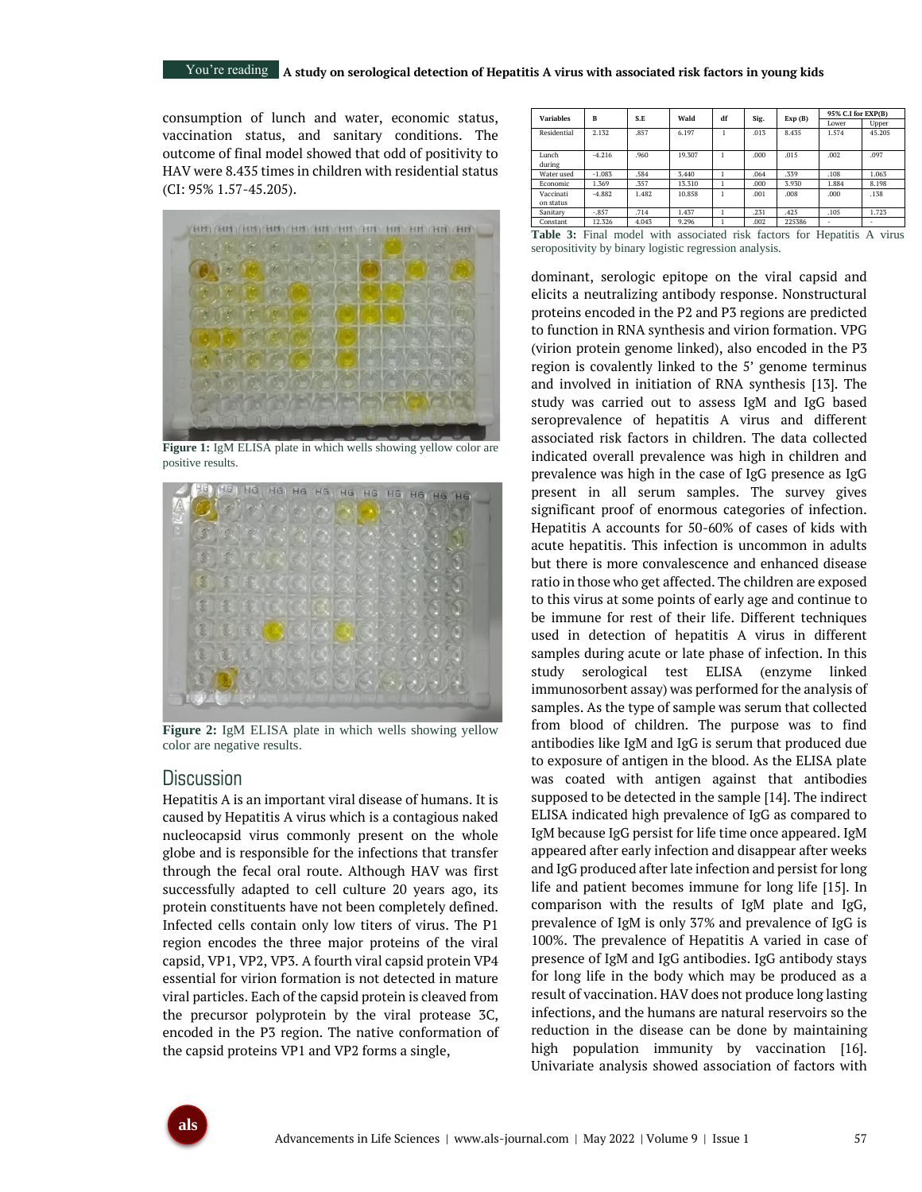consumption of lunch and water, economic status, vaccination status, and sanitary conditions. The outcome of final model showed that odd of positivity to HAV were 8.435 times in children with residential status (CI: 95% 1.57-45.205).

Figure 1: IgM ELISA plate in which wells showing yellow color are positive results.

Figure 2: IgM ELISA plate in which wells showing yellow color are negative results.

## Discussion

Hepatitis A is an important viral disease of humans. It is caused by Hepatitis A virus which is a contagious naked nucleocapsid virus commonly present on the whole globe and is responsible for the infections that transfer through the fecal oral route. Although HAV was first successfully adapted to cell culture 20 years ago, its protein constituents have not been completely defined. Infected cells contain only low titers of virus. The P1 region encodes the three major proteins of the viral capsid, VP1, VP2, VP3. A fourth viral capsid protein VP4 essential for virion formation is not detected in mature viral particles. Each of the capsid protein is cleaved from the precursor polyprotein by the viral protease 3C, encoded in the P3 region. The native conformation of the capsid proteins VP1 and VP2 forms a single,

| Variables | B | S.E | Wald | df | Sig. | Exp (B) | 95% C.I for EXP(B) | |
|---|---|---|---|---|---|---|---|---|
| | | | | | | | Lower | Upper |
| Residential | 2.132 | .857 | 6.197 | 1 | .013 | 8.435 | 1.574 | 45.205 |
| Lunch during | -4.216 | .960 | 19.307 | 1 | .000 | .015 | .002 | .097 |
| Water used | -1.083 | .584 | 3.440 | 1 | .064 | .339 | .108 | 1.063 |
| Economic | 1.369 | .357 | 13.310 | 1 | .000 | 3.930 | 1.884 | 8.198 |
| Vaccination status | -4.882 | 1.482 | 10.858 | 1 | .001 | .008 | .000 | .138 |
| Sanitary | -.857 | .714 | 1.437 | 1 | .231 | .425 | .105 | 1.723 |
| Constant | 12.326 | 4.043 | 9.296 | 1 | .002 | 225386 | - | - |

Table 3: Final model with associated risk factors for Hepatitis A virus seropositivity by binary logistic regression analysis.

dominant, serologic epitope on the viral capsid and elicits a neutralizing antibody response. Nonstructural proteins encoded in the P2 and P3 regions are predicted to function in RNA synthesis and virion formation. VPG (virion protein genome linked), also encoded in the P3 region is covalently linked to the 5' genome terminus and involved in initiation of RNA synthesis [13]. The study was carried out to assess IgM and IgG based seroprevalence of hepatitis A virus and different associated risk factors in children. The data collected indicated overall prevalence was high in children and prevalence was high in the case of IgG presence as IgG present in all serum samples. The survey gives significant proof of enormous categories of infection. Hepatitis A accounts for 50-60% of cases of kids with acute hepatitis. This infection is uncommon in adults but there is more convalescence and enhanced disease ratio in those who get affected. The children are exposed to this virus at some points of early age and continue to be immune for rest of their life. Different techniques used in detection of hepatitis A virus in different samples during acute or late phase of infection. In this study serological test ELISA (enzyme linked immunosorbent assay) was performed for the analysis of samples. As the type of sample was serum that collected from blood of children. The purpose was to find antibodies like IgM and IgG is serum that produced due to exposure of antigen in the blood. As the ELISA plate was coated with antigen against that antibodies supposed to be detected in the sample [14]. The indirect ELISA indicated high prevalence of IgG as compared to IgM because IgG persist for life time once appeared. IgM appeared after early infection and disappear after weeks and IgG produced after late infection and persist for long life and patient becomes immune for long life [15]. In comparison with the results of IgM plate and IgG, prevalence of IgM is only 37% and prevalence of IgG is 100%. The prevalence of Hepatitis A varied in case of presence of IgM and IgG antibodies. IgG antibody stays for long life in the body which may be produced as a result of vaccination. HAV does not produce long lasting infections, and the humans are natural reservoirs so the reduction in the disease can be done by maintaining high population immunity by vaccination [16]. Univariate analysis showed association of factors with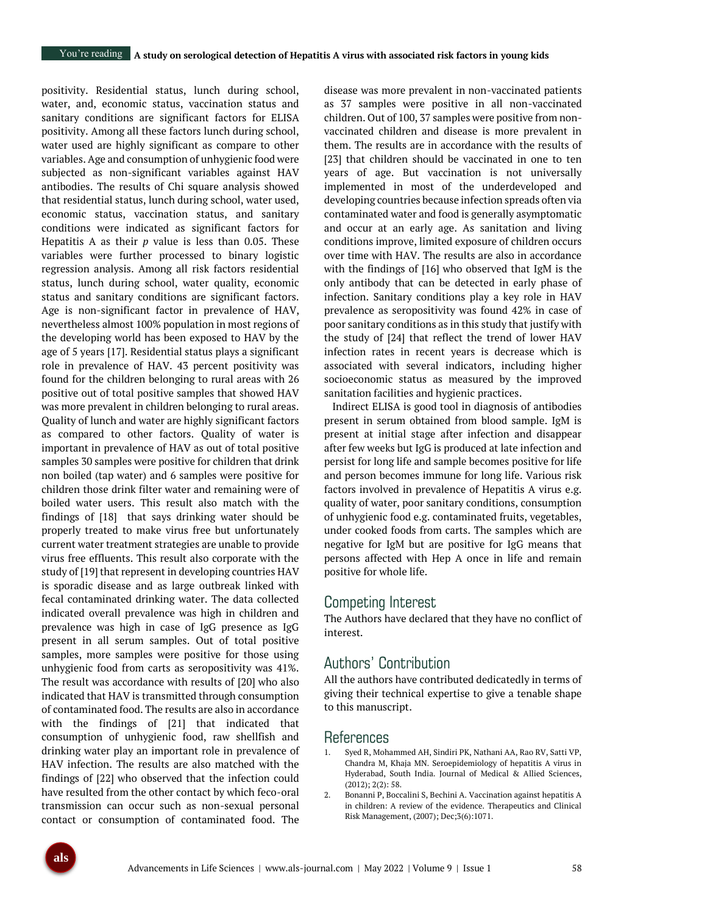positivity. Residential status, lunch during school, water, and, economic status, vaccination status and sanitary conditions are significant factors for ELISA positivity. Among all these factors lunch during school, water used are highly significant as compare to other variables. Age and consumption of unhygienic food were subjected as non-significant variables against HAV antibodies. The results of Chi square analysis showed that residential status, lunch during school, water used, economic status, vaccination status, and sanitary conditions were indicated as significant factors for Hepatitis A as their *p* value is less than 0.05. These variables were further processed to binary logistic regression analysis. Among all risk factors residential status, lunch during school, water quality, economic status and sanitary conditions are significant factors. Age is non-significant factor in prevalence of HAV, nevertheless almost 100% population in most regions of the developing world has been exposed to HAV by the age of 5 years [17]. Residential status plays a significant role in prevalence of HAV. 43 percent positivity was found for the children belonging to rural areas with 26 positive out of total positive samples that showed HAV was more prevalent in children belonging to rural areas. Quality of lunch and water are highly significant factors as compared to other factors. Quality of water is important in prevalence of HAV as out of total positive samples 30 samples were positive for children that drink non boiled (tap water) and 6 samples were positive for children those drink filter water and remaining were of boiled water users. This result also match with the findings of [18] that says drinking water should be properly treated to make virus free but unfortunately current water treatment strategies are unable to provide virus free effluents. This result also corporate with the study of [19] that represent in developing countries HAV is sporadic disease and as large outbreak linked with fecal contaminated drinking water. The data collected indicated overall prevalence was high in children and prevalence was high in case of IgG presence as IgG present in all serum samples. Out of total positive samples, more samples were positive for those using unhygienic food from carts as seropositivity was 41%. The result was accordance with results of [20] who also indicated that HAV is transmitted through consumption of contaminated food. The results are also in accordance with the findings of [21] that indicated that consumption of unhygienic food, raw shellfish and drinking water play an important role in prevalence of HAV infection. The results are also matched with the findings of [22] who observed that the infection could have resulted from the other contact by which feco-oral transmission can occur such as non-sexual personal contact or consumption of contaminated food. The disease was more prevalent in non-vaccinated patients as 37 samples were positive in all non-vaccinated children. Out of 100, 37 samples were positive from non-vaccinated children and disease is more prevalent in them. The results are in accordance with the results of [23] that children should be vaccinated in one to ten years of age. But vaccination is not universally implemented in most of the underdeveloped and developing countries because infection spreads often via contaminated water and food is generally asymptomatic and occur at an early age. As sanitation and living conditions improve, limited exposure of children occurs over time with HAV. The results are also in accordance with the findings of [16] who observed that IgM is the only antibody that can be detected in early phase of infection. Sanitary conditions play a key role in HAV prevalence as seropositivity was found 42% in case of poor sanitary conditions as in this study that justify with the study of [24] that reflect the trend of lower HAV infection rates in recent years is decrease which is associated with several indicators, including higher socioeconomic status as measured by the improved sanitation facilities and hygienic practices.

Indirect ELISA is good tool in diagnosis of antibodies present in serum obtained from blood sample. IgM is present at initial stage after infection and disappear after few weeks but IgG is produced at late infection and persist for long life and sample becomes positive for life and person becomes immune for long life. Various risk factors involved in prevalence of Hepatitis A virus e.g. quality of water, poor sanitary conditions, consumption of unhygienic food e.g. contaminated fruits, vegetables, under cooked foods from carts. The samples which are negative for IgM but are positive for IgG means that persons affected with Hep A once in life and remain positive for whole life.

## Competing Interest

The Authors have declared that they have no conflict of interest.

## Authors' Contribution

All the authors have contributed dedicatedly in terms of giving their technical expertise to give a tenable shape to this manuscript.

## References

1. Syed R, Mohammed AH, Sindiri PK, Nathani AA, Rao RV, Satti VP, Chandra M, Khaja MN. Seroepidemiology of hepatitis A virus in Hyderabad, South India. Journal of Medical & Allied Sciences, (2012); 2(2): 58.
2. Bonanni P, Boccalini S, Bechini A. Vaccination against hepatitis A in children: A review of the evidence. Therapeutics and Clinical Risk Management, (2007); Dec;3(6):1071.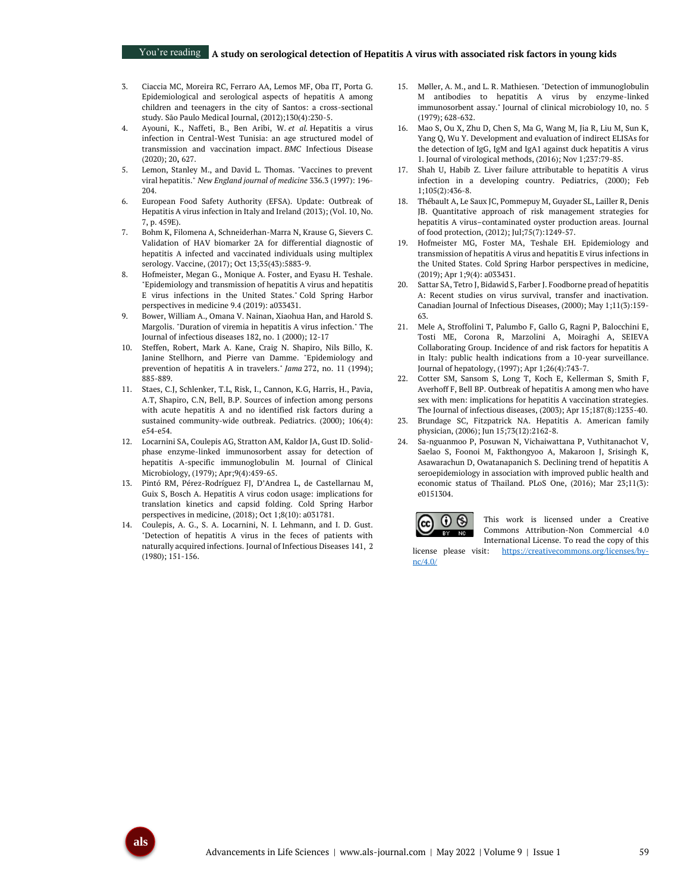3. Ciaccia MC, Moreira RC, Ferraro AA, Lemos MF, Oba IT, Porta G. Epidemiological and serological aspects of hepatitis A among children and teenagers in the city of Santos: a cross-sectional study. São Paulo Medical Journal, (2012);130(4):230-5.
4. Ayouni, K., Naffeti, B., Ben Aribi, W. *et al.* Hepatitis a virus infection in Central-West Tunisia: an age structured model of transmission and vaccination impact. *BMC* Infectious Disease (2020); 20, 627.
5. Lemon, Stanley M., and David L. Thomas. "Vaccines to prevent viral hepatitis." *New England journal of medicine* 336.3 (1997): 196-204.
6. European Food Safety Authority (EFSA). Update: Outbreak of Hepatitis A virus infection in Italy and Ireland (2013); (Vol. 10, No. 7, p. 459E).
7. Bohm K, Filomena A, Schneiderhan-Marra N, Krause G, Sievers C. Validation of HAV biomarker 2A for differential diagnostic of hepatitis A infected and vaccinated individuals using multiplex serology. Vaccine, (2017); Oct 13;35(43):5883-9.
8. Hofmeister, Megan G., Monique A. Foster, and Eyasu H. Teshale. "Epidemiology and transmission of hepatitis A virus and hepatitis E virus infections in the United States." Cold Spring Harbor perspectives in medicine 9.4 (2019): a033431.
9. Bower, William A., Omana V. Nainan, Xiaohua Han, and Harold S. Margolis. "Duration of viremia in hepatitis A virus infection." The Journal of infectious diseases 182, no. 1 (2000); 12-17
10. Steffen, Robert, Mark A. Kane, Craig N. Shapiro, Nils Billo, K. Janine Stellhorn, and Pierre van Damme. "Epidemiology and prevention of hepatitis A in travelers." *Jama* 272, no. 11 (1994); 885-889.
11. Staes, C.J, Schlenker, T.L, Risk, I., Cannon, K.G, Harris, H., Pavia, A.T, Shapiro, C.N, Bell, B.P. Sources of infection among persons with acute hepatitis A and no identified risk factors during a sustained community-wide outbreak. Pediatrics. (2000); 106(4): e54-e54.
12. Locarnini SA, Coulepis AG, Stratton AM, Kaldor JA, Gust ID. Solid-phase enzyme-linked immunosorbent assay for detection of hepatitis A-specific immunoglobulin M. Journal of Clinical Microbiology, (1979); Apr;9(4):459-65.
13. Pintó RM, Pérez-Rodríguez FJ, D'Andrea L, de Castellarnau M, Guix S, Bosch A. Hepatitis A virus codon usage: implications for translation kinetics and capsid folding. Cold Spring Harbor perspectives in medicine, (2018); Oct 1;8(10): a031781.
14. Coulepis, A. G., S. A. Locarnini, N. I. Lehmann, and I. D. Gust. "Detection of hepatitis A virus in the feces of patients with naturally acquired infections. Journal of Infectious Diseases 141, 2 (1980); 151-156.
15. Møller, A. M., and L. R. Mathiesen. "Detection of immunoglobulin M antibodies to hepatitis A virus by enzyme-linked immunosorbent assay." Journal of clinical microbiology 10, no. 5 (1979); 628-632.
16. Mao S, Ou X, Zhu D, Chen S, Ma G, Wang M, Jia R, Liu M, Sun K, Yang Q, Wu Y. Development and evaluation of indirect ELISAs for the detection of IgG, IgM and IgA1 against duck hepatitis A virus 1. Journal of virological methods, (2016); Nov 1;237:79-85.
17. Shah U, Habib Z. Liver failure attributable to hepatitis A virus infection in a developing country. Pediatrics, (2000); Feb 1;105(2):436-8.
18. Thébault A, Le Saux JC, Pommepuy M, Guyader SL, Lailler R, Denis JB. Quantitative approach of risk management strategies for hepatitis A virus–contaminated oyster production areas. Journal of food protection, (2012); Jul;75(7):1249-57.
19. Hofmeister MG, Foster MA, Teshale EH. Epidemiology and transmission of hepatitis A virus and hepatitis E virus infections in the United States. Cold Spring Harbor perspectives in medicine, (2019); Apr 1;9(4): a033431.
20. Sattar SA, Tetro J, Bidawid S, Farber J. Foodborne pread of hepatitis A: Recent studies on virus survival, transfer and inactivation. Canadian Journal of Infectious Diseases, (2000); May 1;11(3):159-63.
21. Mele A, Stroffolini T, Palumbo F, Gallo G, Ragni P, Balocchini E, Tosti ME, Corona R, Marzolini A, Moiraghi A, SEIEVA Collaborating Group. Incidence of and risk factors for hepatitis A in Italy: public health indications from a 10-year surveillance. Journal of hepatology, (1997); Apr 1;26(4):743-7.
22. Cotter SM, Sansom S, Long T, Koch E, Kellerman S, Smith F, Averhoff F, Bell BP. Outbreak of hepatitis A among men who have sex with men: implications for hepatitis A vaccination strategies. The Journal of infectious diseases, (2003); Apr 15;187(8):1235-40.
23. Brundage SC, Fitzpatrick NA. Hepatitis A. American family physician, (2006); Jun 15;73(12):2162-8.
24. Sa-nguanmoo P, Posuwan N, Vichaiwattana P, Vuthitanachot V, Saelao S, Foonoi M, Fakthongyoo A, Makaroon J, Srisingh K, Asawarachun D, Owatanapanich S. Declining trend of hepatitis A seroepidemiology in association with improved public health and economic status of Thailand. PLoS One, (2016); Mar 23;11(3): e0151304.

This work is licensed under a Creative Commons Attribution-Non Commercial 4.0 International License. To read the copy of this license please visit: https://creativecommons.org/licenses/by-nc/4.0/